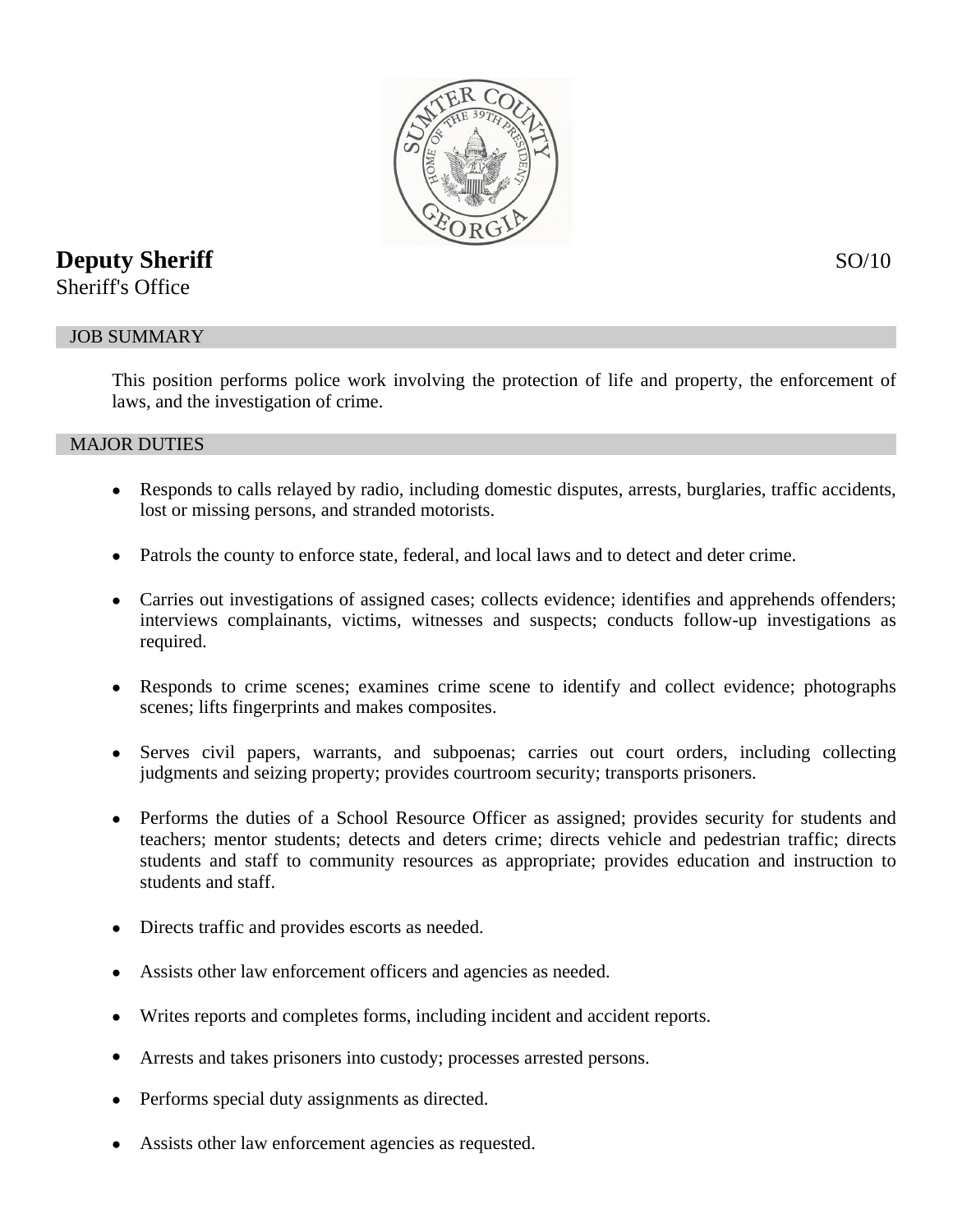# Deputy Sheriff

SO/10

Sheriff's Office

## JOB SUMMARY

This position performs police work involving the protection of life and property, the enforcement of laws, and the investigation of crime.

## MAJOR DUTIES

- Responds to calls relayed by radio, including domestic disputes, arrests, burglaries, traffic accidents, lost or missing persons, and stranded motorists.
- Patrols the county to enforce state, federal, and local laws and to detect and deter crime.
- Carries out investigations of assigned cases; collects evidence; identifies and apprehends offenders; interviews complainants, victims, witnesses and suspects; conducts follow-up investigations as required.
- Responds to crime scenes; examines crime scene to identify and collect evidence; photographs scenes; lifts fingerprints and makes composites.
- Serves civil papers, warrants, and subpoenas; carries out court orders, including collecting judgments and seizing property; provides courtroom security; transports prisoners.
- Performs the duties of a School Resource Officer as assigned; provides security for students and teachers; mentor students; detects and deters crime; directs vehicle and pedestrian traffic; directs students and staff to community resources as appropriate; provides education and instruction to students and staff.
- Directs traffic and provides escorts as needed.
- Assists other law enforcement officers and agencies as needed.
- Writes reports and completes forms, including incident and accident reports.
- Arrests and takes prisoners into custody; processes arrested persons.
- Performs special duty assignments as directed.
- Assists other law enforcement agencies as requested.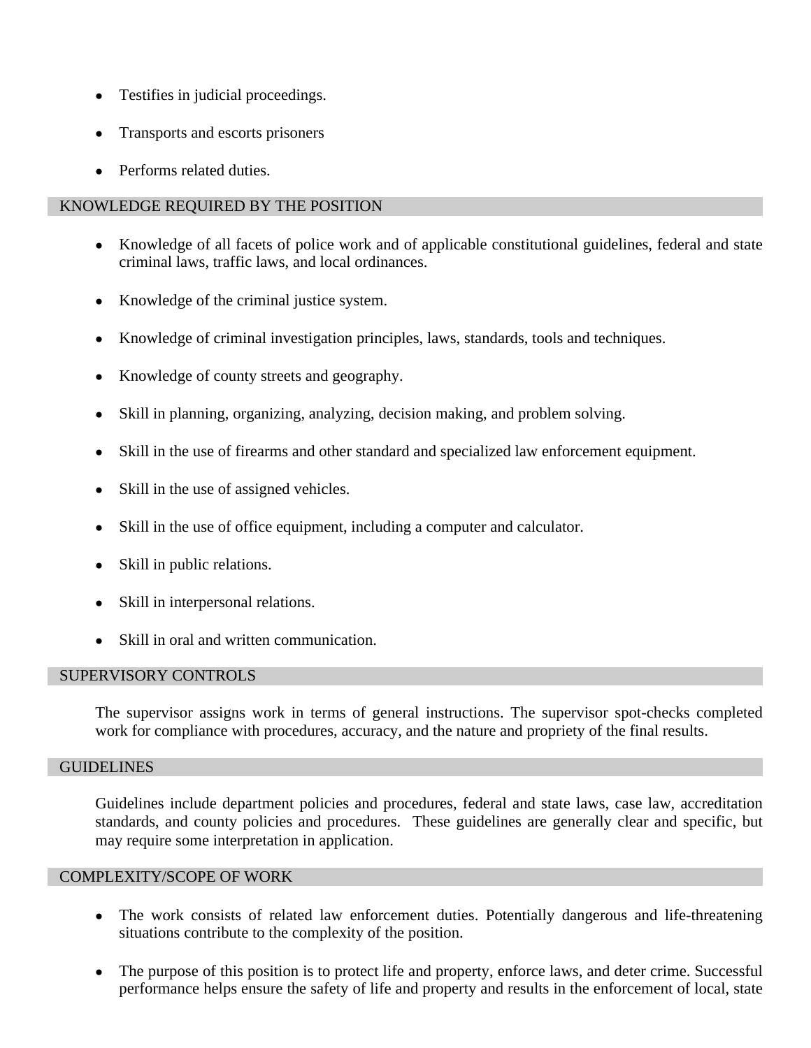- Testifies in judicial proceedings.
- Transports and escorts prisoners
- Performs related duties.

## KNOWLEDGE REQUIRED BY THE POSITION

- Knowledge of all facets of police work and of applicable constitutional guidelines, federal and state criminal laws, traffic laws, and local ordinances.
- Knowledge of the criminal justice system.
- Knowledge of criminal investigation principles, laws, standards, tools and techniques.
- Knowledge of county streets and geography.
- Skill in planning, organizing, analyzing, decision making, and problem solving.
- Skill in the use of firearms and other standard and specialized law enforcement equipment.
- Skill in the use of assigned vehicles.
- Skill in the use of office equipment, including a computer and calculator.
- Skill in public relations.
- Skill in interpersonal relations.
- Skill in oral and written communication.

## SUPERVISORY CONTROLS

The supervisor assigns work in terms of general instructions. The supervisor spot-checks completed work for compliance with procedures, accuracy, and the nature and propriety of the final results.

## GUIDELINES

Guidelines include department policies and procedures, federal and state laws, case law, accreditation standards, and county policies and procedures. These guidelines are generally clear and specific, but may require some interpretation in application.

## COMPLEXITY/SCOPE OF WORK

- The work consists of related law enforcement duties. Potentially dangerous and life-threatening situations contribute to the complexity of the position.
- The purpose of this position is to protect life and property, enforce laws, and deter crime. Successful performance helps ensure the safety of life and property and results in the enforcement of local, state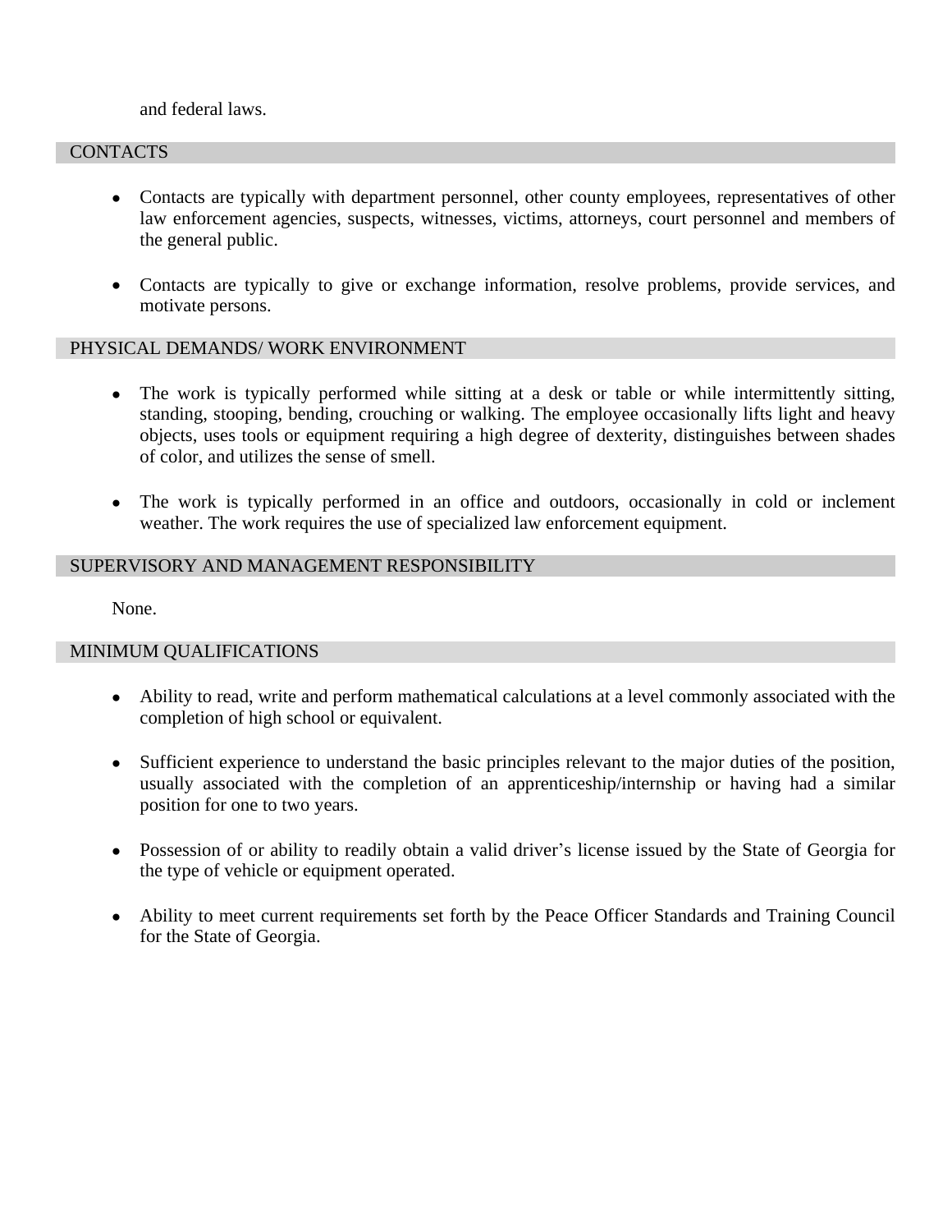and federal laws.

## CONTACTS

- Contacts are typically with department personnel, other county employees, representatives of other law enforcement agencies, suspects, witnesses, victims, attorneys, court personnel and members of the general public.

- Contacts are typically to give or exchange information, resolve problems, provide services, and motivate persons.

## PHYSICAL DEMANDS/ WORK ENVIRONMENT

- The work is typically performed while sitting at a desk or table or while intermittently sitting, standing, stooping, bending, crouching or walking. The employee occasionally lifts light and heavy objects, uses tools or equipment requiring a high degree of dexterity, distinguishes between shades of color, and utilizes the sense of smell.

- The work is typically performed in an office and outdoors, occasionally in cold or inclement weather. The work requires the use of specialized law enforcement equipment.

## SUPERVISORY AND MANAGEMENT RESPONSIBILITY

None.

## MINIMUM QUALIFICATIONS

- Ability to read, write and perform mathematical calculations at a level commonly associated with the completion of high school or equivalent.

- Sufficient experience to understand the basic principles relevant to the major duties of the position, usually associated with the completion of an apprenticeship/internship or having had a similar position for one to two years.

- Possession of or ability to readily obtain a valid driver's license issued by the State of Georgia for the type of vehicle or equipment operated.

- Ability to meet current requirements set forth by the Peace Officer Standards and Training Council for the State of Georgia.